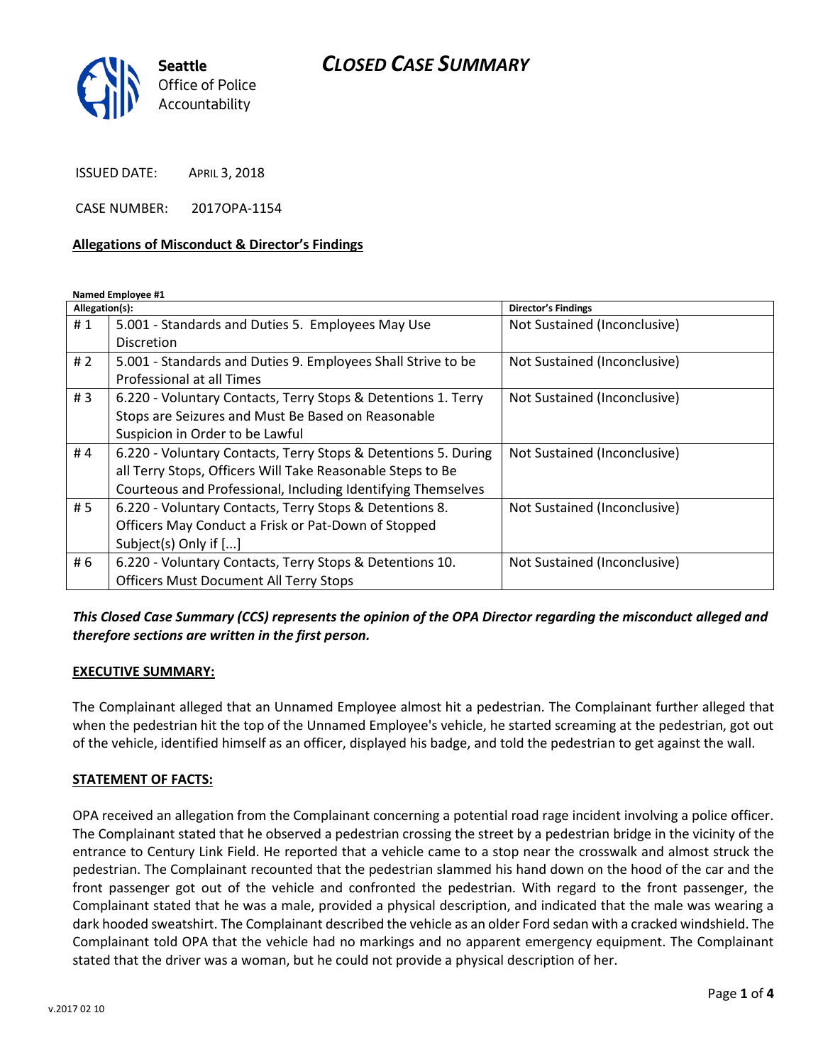# CLOSED CASE SUMMARY

Seattle Office of Police Accountability

ISSUED DATE: APRIL 3, 2018

CASE NUMBER: 2017OPA-1154

## Allegations of Misconduct & Director's Findings

**Named Employee #1**

| Allegation(s): | | Director's Findings |
|---|---|---|
| # 1 | 5.001 - Standards and Duties 5. Employees May Use Discretion | Not Sustained (Inconclusive) |
| # 2 | 5.001 - Standards and Duties 9. Employees Shall Strive to be Professional at all Times | Not Sustained (Inconclusive) |
| # 3 | 6.220 - Voluntary Contacts, Terry Stops & Detentions 1. Terry Stops are Seizures and Must Be Based on Reasonable Suspicion in Order to be Lawful | Not Sustained (Inconclusive) |
| # 4 | 6.220 - Voluntary Contacts, Terry Stops & Detentions 5. During all Terry Stops, Officers Will Take Reasonable Steps to Be Courteous and Professional, Including Identifying Themselves | Not Sustained (Inconclusive) |
| # 5 | 6.220 - Voluntary Contacts, Terry Stops & Detentions 8. Officers May Conduct a Frisk or Pat-Down of Stopped Subject(s) Only if [...] | Not Sustained (Inconclusive) |
| # 6 | 6.220 - Voluntary Contacts, Terry Stops & Detentions 10. Officers Must Document All Terry Stops | Not Sustained (Inconclusive) |

***This Closed Case Summary (CCS) represents the opinion of the OPA Director regarding the misconduct alleged and therefore sections are written in the first person.***

### EXECUTIVE SUMMARY:

The Complainant alleged that an Unnamed Employee almost hit a pedestrian. The Complainant further alleged that when the pedestrian hit the top of the Unnamed Employee's vehicle, he started screaming at the pedestrian, got out of the vehicle, identified himself as an officer, displayed his badge, and told the pedestrian to get against the wall.

### STATEMENT OF FACTS:

OPA received an allegation from the Complainant concerning a potential road rage incident involving a police officer. The Complainant stated that he observed a pedestrian crossing the street by a pedestrian bridge in the vicinity of the entrance to Century Link Field. He reported that a vehicle came to a stop near the crosswalk and almost struck the pedestrian. The Complainant recounted that the pedestrian slammed his hand down on the hood of the car and the front passenger got out of the vehicle and confronted the pedestrian. With regard to the front passenger, the Complainant stated that he was a male, provided a physical description, and indicated that the male was wearing a dark hooded sweatshirt. The Complainant described the vehicle as an older Ford sedan with a cracked windshield. The Complainant told OPA that the vehicle had no markings and no apparent emergency equipment. The Complainant stated that the driver was a woman, but he could not provide a physical description of her.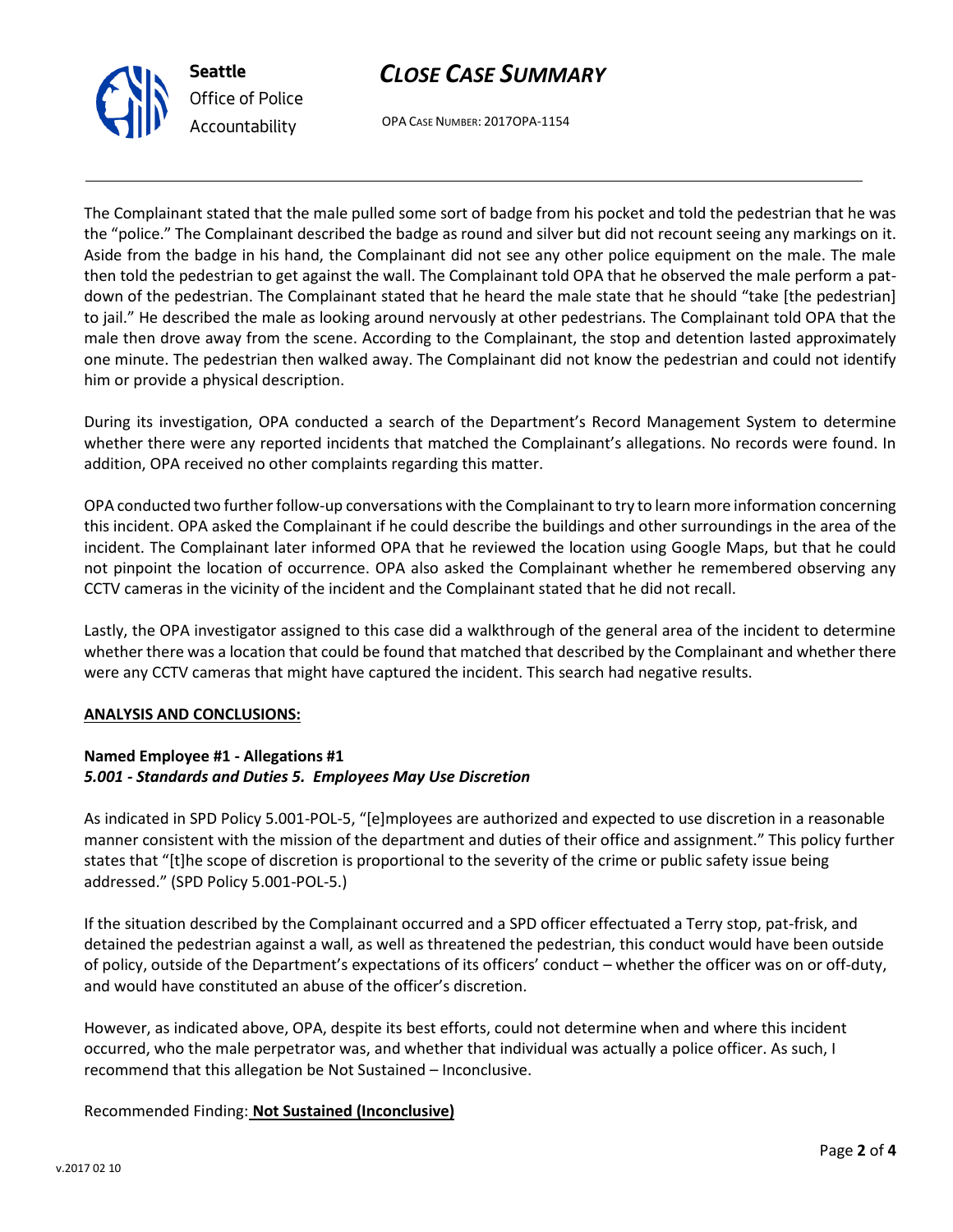The Complainant stated that the male pulled some sort of badge from his pocket and told the pedestrian that he was the "police." The Complainant described the badge as round and silver but did not recount seeing any markings on it. Aside from the badge in his hand, the Complainant did not see any other police equipment on the male. The male then told the pedestrian to get against the wall. The Complainant told OPA that he observed the male perform a pat-down of the pedestrian. The Complainant stated that he heard the male state that he should "take [the pedestrian] to jail." He described the male as looking around nervously at other pedestrians. The Complainant told OPA that the male then drove away from the scene. According to the Complainant, the stop and detention lasted approximately one minute. The pedestrian then walked away. The Complainant did not know the pedestrian and could not identify him or provide a physical description.

During its investigation, OPA conducted a search of the Department's Record Management System to determine whether there were any reported incidents that matched the Complainant's allegations. No records were found. In addition, OPA received no other complaints regarding this matter.

OPA conducted two further follow-up conversations with the Complainant to try to learn more information concerning this incident. OPA asked the Complainant if he could describe the buildings and other surroundings in the area of the incident. The Complainant later informed OPA that he reviewed the location using Google Maps, but that he could not pinpoint the location of occurrence. OPA also asked the Complainant whether he remembered observing any CCTV cameras in the vicinity of the incident and the Complainant stated that he did not recall.

Lastly, the OPA investigator assigned to this case did a walkthrough of the general area of the incident to determine whether there was a location that could be found that matched that described by the Complainant and whether there were any CCTV cameras that might have captured the incident. This search had negative results.

**ANALYSIS AND CONCLUSIONS:**

**Named Employee #1 - Allegations #1**
***5.001 - Standards and Duties 5. Employees May Use Discretion***

As indicated in SPD Policy 5.001-POL-5, "[e]mployees are authorized and expected to use discretion in a reasonable manner consistent with the mission of the department and duties of their office and assignment." This policy further states that "[t]he scope of discretion is proportional to the severity of the crime or public safety issue being addressed." (SPD Policy 5.001-POL-5.)

If the situation described by the Complainant occurred and a SPD officer effectuated a Terry stop, pat-frisk, and detained the pedestrian against a wall, as well as threatened the pedestrian, this conduct would have been outside of policy, outside of the Department's expectations of its officers' conduct – whether the officer was on or off-duty, and would have constituted an abuse of the officer's discretion.

However, as indicated above, OPA, despite its best efforts, could not determine when and where this incident occurred, who the male perpetrator was, and whether that individual was actually a police officer. As such, I recommend that this allegation be Not Sustained – Inconclusive.

Recommended Finding: **Not Sustained (Inconclusive)**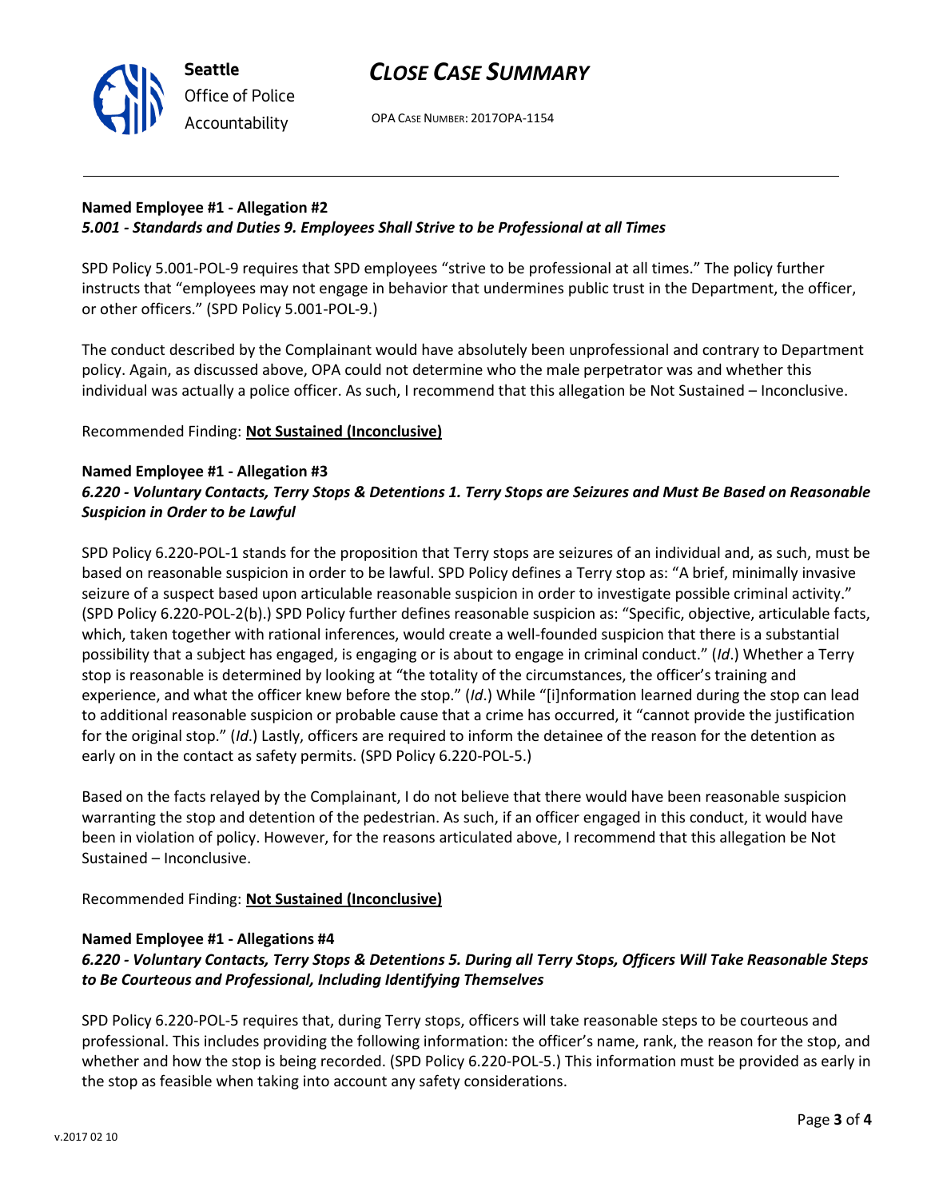**Named Employee #1 - Allegation #2**
***5.001 - Standards and Duties 9. Employees Shall Strive to be Professional at all Times***

SPD Policy 5.001-POL-9 requires that SPD employees "strive to be professional at all times." The policy further instructs that "employees may not engage in behavior that undermines public trust in the Department, the officer, or other officers." (SPD Policy 5.001-POL-9.)

The conduct described by the Complainant would have absolutely been unprofessional and contrary to Department policy. Again, as discussed above, OPA could not determine who the male perpetrator was and whether this individual was actually a police officer. As such, I recommend that this allegation be Not Sustained – Inconclusive.

Recommended Finding: **Not Sustained (Inconclusive)**

**Named Employee #1 - Allegation #3**
***6.220 - Voluntary Contacts, Terry Stops & Detentions 1. Terry Stops are Seizures and Must Be Based on Reasonable Suspicion in Order to be Lawful***

SPD Policy 6.220-POL-1 stands for the proposition that Terry stops are seizures of an individual and, as such, must be based on reasonable suspicion in order to be lawful. SPD Policy defines a Terry stop as: "A brief, minimally invasive seizure of a suspect based upon articulable reasonable suspicion in order to investigate possible criminal activity." (SPD Policy 6.220-POL-2(b).) SPD Policy further defines reasonable suspicion as: "Specific, objective, articulable facts, which, taken together with rational inferences, would create a well-founded suspicion that there is a substantial possibility that a subject has engaged, is engaging or is about to engage in criminal conduct." (*Id*.) Whether a Terry stop is reasonable is determined by looking at "the totality of the circumstances, the officer's training and experience, and what the officer knew before the stop." (*Id*.) While "[i]nformation learned during the stop can lead to additional reasonable suspicion or probable cause that a crime has occurred, it "cannot provide the justification for the original stop." (*Id*.) Lastly, officers are required to inform the detainee of the reason for the detention as early on in the contact as safety permits. (SPD Policy 6.220-POL-5.)

Based on the facts relayed by the Complainant, I do not believe that there would have been reasonable suspicion warranting the stop and detention of the pedestrian. As such, if an officer engaged in this conduct, it would have been in violation of policy. However, for the reasons articulated above, I recommend that this allegation be Not Sustained – Inconclusive.

Recommended Finding: **Not Sustained (Inconclusive)**

**Named Employee #1 - Allegations #4**
***6.220 - Voluntary Contacts, Terry Stops & Detentions 5. During all Terry Stops, Officers Will Take Reasonable Steps to Be Courteous and Professional, Including Identifying Themselves***

SPD Policy 6.220-POL-5 requires that, during Terry stops, officers will take reasonable steps to be courteous and professional. This includes providing the following information: the officer's name, rank, the reason for the stop, and whether and how the stop is being recorded. (SPD Policy 6.220-POL-5.) This information must be provided as early in the stop as feasible when taking into account any safety considerations.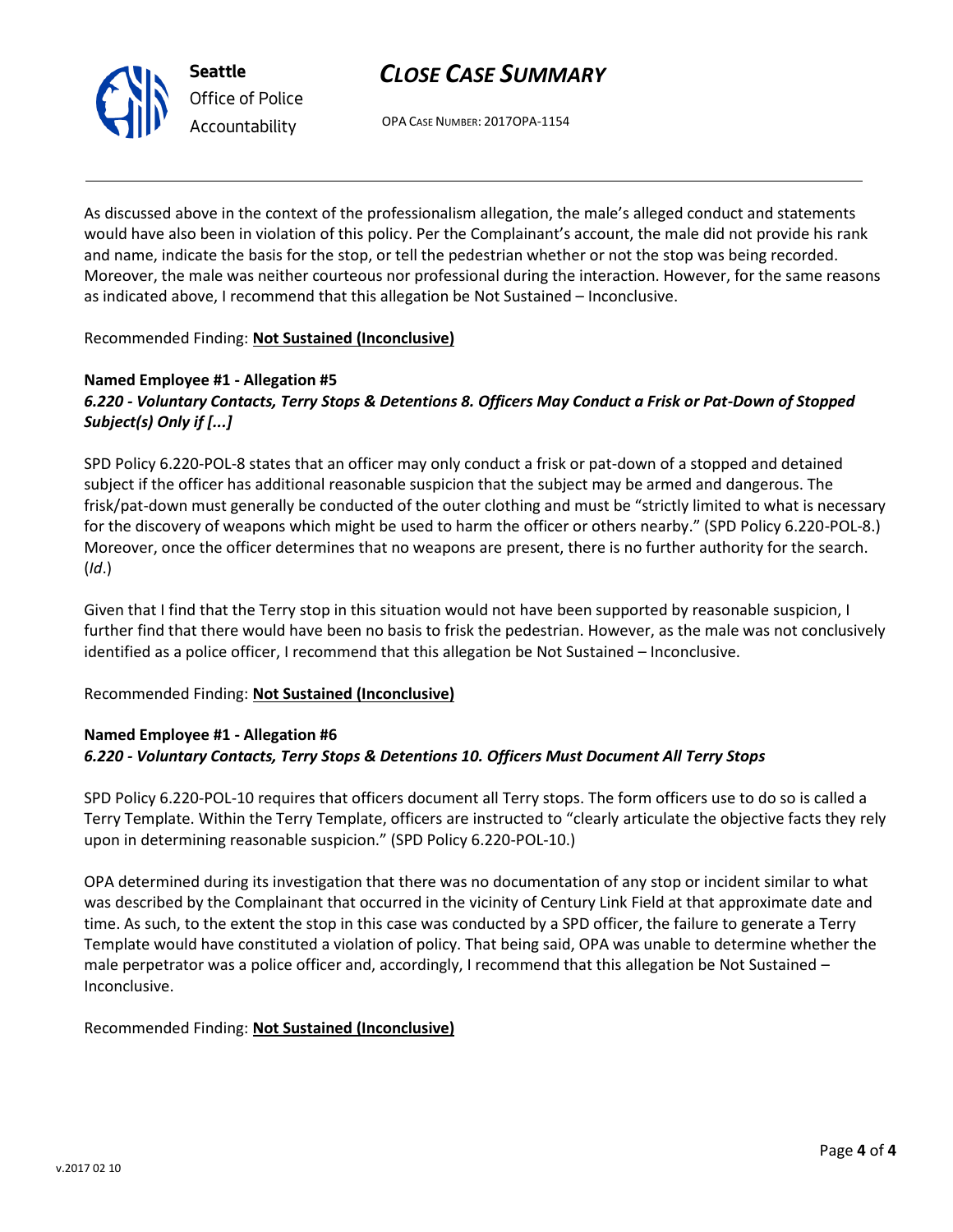As discussed above in the context of the professionalism allegation, the male's alleged conduct and statements would have also been in violation of this policy. Per the Complainant's account, the male did not provide his rank and name, indicate the basis for the stop, or tell the pedestrian whether or not the stop was being recorded. Moreover, the male was neither courteous nor professional during the interaction. However, for the same reasons as indicated above, I recommend that this allegation be Not Sustained – Inconclusive.

Recommended Finding: **Not Sustained (Inconclusive)**

**Named Employee #1 - Allegation #5**
***6.220 - Voluntary Contacts, Terry Stops & Detentions 8. Officers May Conduct a Frisk or Pat-Down of Stopped Subject(s) Only if [...]***

SPD Policy 6.220-POL-8 states that an officer may only conduct a frisk or pat-down of a stopped and detained subject if the officer has additional reasonable suspicion that the subject may be armed and dangerous. The frisk/pat-down must generally be conducted of the outer clothing and must be "strictly limited to what is necessary for the discovery of weapons which might be used to harm the officer or others nearby." (SPD Policy 6.220-POL-8.) Moreover, once the officer determines that no weapons are present, there is no further authority for the search. (*Id*.)

Given that I find that the Terry stop in this situation would not have been supported by reasonable suspicion, I further find that there would have been no basis to frisk the pedestrian. However, as the male was not conclusively identified as a police officer, I recommend that this allegation be Not Sustained – Inconclusive.

Recommended Finding: **Not Sustained (Inconclusive)**

**Named Employee #1 - Allegation #6**
***6.220 - Voluntary Contacts, Terry Stops & Detentions 10. Officers Must Document All Terry Stops***

SPD Policy 6.220-POL-10 requires that officers document all Terry stops. The form officers use to do so is called a Terry Template. Within the Terry Template, officers are instructed to "clearly articulate the objective facts they rely upon in determining reasonable suspicion." (SPD Policy 6.220-POL-10.)

OPA determined during its investigation that there was no documentation of any stop or incident similar to what was described by the Complainant that occurred in the vicinity of Century Link Field at that approximate date and time. As such, to the extent the stop in this case was conducted by a SPD officer, the failure to generate a Terry Template would have constituted a violation of policy. That being said, OPA was unable to determine whether the male perpetrator was a police officer and, accordingly, I recommend that this allegation be Not Sustained – Inconclusive.

Recommended Finding: **Not Sustained (Inconclusive)**